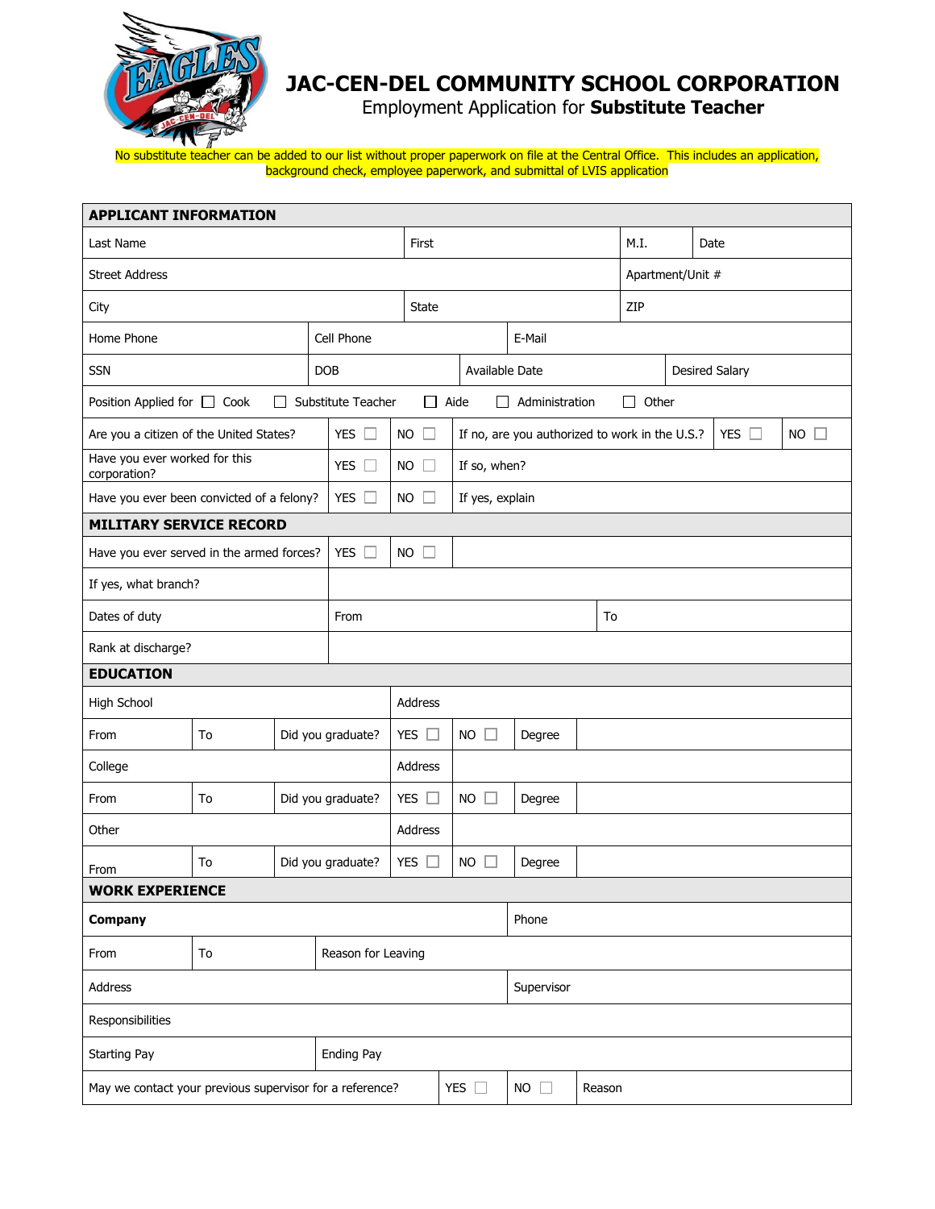# JAC-CEN-DEL COMMUNITY SCHOOL CORPORATION

Employment Application for **Substitute Teacher**

No substitute teacher can be added to our list without proper paperwork on file at the Central Office. This includes an application, background check, employee paperwork, and submittal of LVIS application

## APPLICANT INFORMATION

| Last Name | First | M.I. | Date |
|---|---|---|---|
| Street Address | | Apartment/Unit # | |
| City | State | ZIP | |

| Home Phone | Cell Phone | E-Mail | |
|---|---|---|---|
| SSN | DOB | Available Date | Desired Salary |

Position Applied for ☐ Cook ☐ Substitute Teacher ☐ Aide ☐ Administration ☐ Other

| | | | | | |
|---|---|---|---|---|---|
| Are you a citizen of the United States? | YES ☐ | NO ☐ | If no, are you authorized to work in the U.S.? | YES ☐ | NO ☐ |
| Have you ever worked for this corporation? | YES ☐ | NO ☐ | If so, when? | | |
| Have you ever been convicted of a felony? | YES ☐ | NO ☐ | If yes, explain | | |

## MILITARY SERVICE RECORD

| | | |
|---|---|---|
| Have you ever served in the armed forces? | YES ☐ | NO ☐ |
| If yes, what branch? | | |
| Dates of duty | From | To |
| Rank at discharge? | | |

## EDUCATION

| | | | | | | |
|---|---|---|---|---|---|---|
| High School | | | Address | | | |
| From | To | Did you graduate? | YES ☐ | NO ☐ | Degree | |
| College | | | Address | | | |
| From | To | Did you graduate? | YES ☐ | NO ☐ | Degree | |
| Other | | | Address | | | |
| From | To | Did you graduate? | YES ☐ | NO ☐ | Degree | |

## WORK EXPERIENCE

| | | | | |
|---|---|---|---|---|
| **Company** | | | Phone | |
| From | To | Reason for Leaving | | |
| Address | | | Supervisor | |
| Responsibilities | | | | |
| Starting Pay | | Ending Pay | | |
| May we contact your previous supervisor for a reference? | | YES ☐ | NO ☐ | Reason |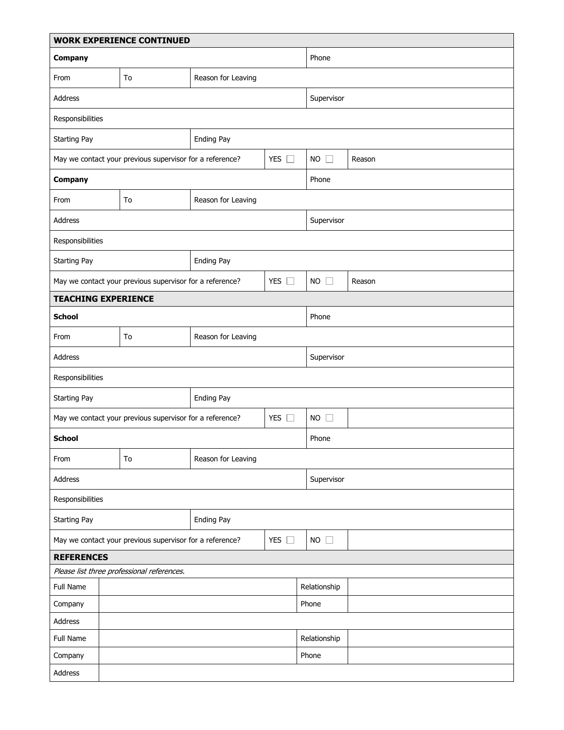## WORK EXPERIENCE CONTINUED

| **Company** | | | | Phone | |
|---|---|---|---|---|---|
| From | To | Reason for Leaving | | | |
| Address | | | | Supervisor | |
| Responsibilities | | | | | |
| Starting Pay | | Ending Pay | | | |
| May we contact your previous supervisor for a reference? | | | YES ☐ | NO ☐ | Reason |
| **Company** | | | | Phone | |
| From | To | Reason for Leaving | | | |
| Address | | | | Supervisor | |
| Responsibilities | | | | | |
| Starting Pay | | Ending Pay | | | |
| May we contact your previous supervisor for a reference? | | | YES ☐ | NO ☐ | Reason |

## TEACHING EXPERIENCE

| **School** | | | | Phone | |
|---|---|---|---|---|---|
| From | To | Reason for Leaving | | | |
| Address | | | | Supervisor | |
| Responsibilities | | | | | |
| Starting Pay | | Ending Pay | | | |
| May we contact your previous supervisor for a reference? | | | YES ☐ | NO ☐ | |
| **School** | | | | Phone | |
| From | To | Reason for Leaving | | | |
| Address | | | | Supervisor | |
| Responsibilities | | | | | |
| Starting Pay | | Ending Pay | | | |
| May we contact your previous supervisor for a reference? | | | YES ☐ | NO ☐ | |

## REFERENCES

*Please list three professional references.*

| Full Name | | Relationship | |
|---|---|---|---|
| Company | | Phone | |
| Address | | | |
| Full Name | | Relationship | |
| Company | | Phone | |
| Address | | | |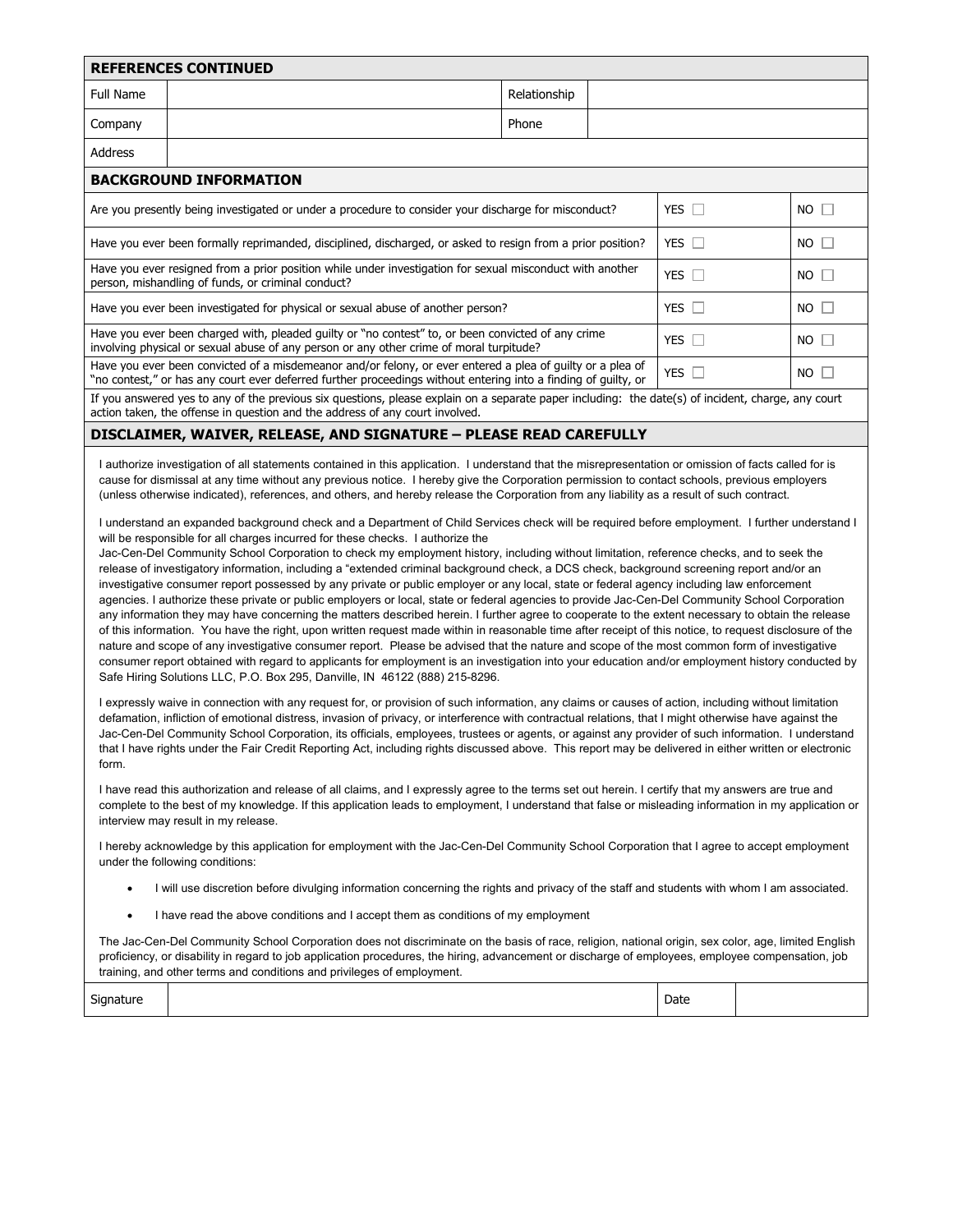## REFERENCES CONTINUED

| | | | |
|---|---|---|---|
| Full Name | | Relationship | |
| Company | | Phone | |
| Address | | | |

## BACKGROUND INFORMATION

| | | |
|---|---|---|
| Are you presently being investigated or under a procedure to consider your discharge for misconduct? | YES ☐ | NO ☐ |
| Have you ever been formally reprimanded, disciplined, discharged, or asked to resign from a prior position? | YES ☐ | NO ☐ |
| Have you ever resigned from a prior position while under investigation for sexual misconduct with another person, mishandling of funds, or criminal conduct? | YES ☐ | NO ☐ |
| Have you ever been investigated for physical or sexual abuse of another person? | YES ☐ | NO ☐ |
| Have you ever been charged with, pleaded guilty or "no contest" to, or been convicted of any crime involving physical or sexual abuse of any person or any other crime of moral turpitude? | YES ☐ | NO ☐ |
| Have you ever been convicted of a misdemeanor and/or felony, or ever entered a plea of guilty or a plea of "no contest," or has any court ever deferred further proceedings without entering into a finding of guilty, or | YES ☐ | NO ☐ |

If you answered yes to any of the previous six questions, please explain on a separate paper including: the date(s) of incident, charge, any court action taken, the offense in question and the address of any court involved.

## DISCLAIMER, WAIVER, RELEASE, AND SIGNATURE – PLEASE READ CAREFULLY

I authorize investigation of all statements contained in this application. I understand that the misrepresentation or omission of facts called for is cause for dismissal at any time without any previous notice. I hereby give the Corporation permission to contact schools, previous employers (unless otherwise indicated), references, and others, and hereby release the Corporation from any liability as a result of such contract.

I understand an expanded background check and a Department of Child Services check will be required before employment. I further understand I will be responsible for all charges incurred for these checks. I authorize the Jac-Cen-Del Community School Corporation to check my employment history, including without limitation, reference checks, and to seek the release of investigatory information, including a "extended criminal background check, a DCS check, background screening report and/or an investigative consumer report possessed by any private or public employer or any local, state or federal agency including law enforcement agencies. I authorize these private or public employers or local, state or federal agencies to provide Jac-Cen-Del Community School Corporation any information they may have concerning the matters described herein. I further agree to cooperate to the extent necessary to obtain the release of this information. You have the right, upon written request made within in reasonable time after receipt of this notice, to request disclosure of the nature and scope of any investigative consumer report. Please be advised that the nature and scope of the most common form of investigative consumer report obtained with regard to applicants for employment is an investigation into your education and/or employment history conducted by Safe Hiring Solutions LLC, P.O. Box 295, Danville, IN 46122 (888) 215-8296.

I expressly waive in connection with any request for, or provision of such information, any claims or causes of action, including without limitation defamation, infliction of emotional distress, invasion of privacy, or interference with contractual relations, that I might otherwise have against the Jac-Cen-Del Community School Corporation, its officials, employees, trustees or agents, or against any provider of such information. I understand that I have rights under the Fair Credit Reporting Act, including rights discussed above. This report may be delivered in either written or electronic form.

I have read this authorization and release of all claims, and I expressly agree to the terms set out herein. I certify that my answers are true and complete to the best of my knowledge. If this application leads to employment, I understand that false or misleading information in my application or interview may result in my release.

I hereby acknowledge by this application for employment with the Jac-Cen-Del Community School Corporation that I agree to accept employment under the following conditions:

- I will use discretion before divulging information concerning the rights and privacy of the staff and students with whom I am associated.
- I have read the above conditions and I accept them as conditions of my employment

The Jac-Cen-Del Community School Corporation does not discriminate on the basis of race, religion, national origin, sex color, age, limited English proficiency, or disability in regard to job application procedures, the hiring, advancement or discharge of employees, employee compensation, job training, and other terms and conditions and privileges of employment.

| | | | |
|---|---|---|---|
| Signature | | Date | |